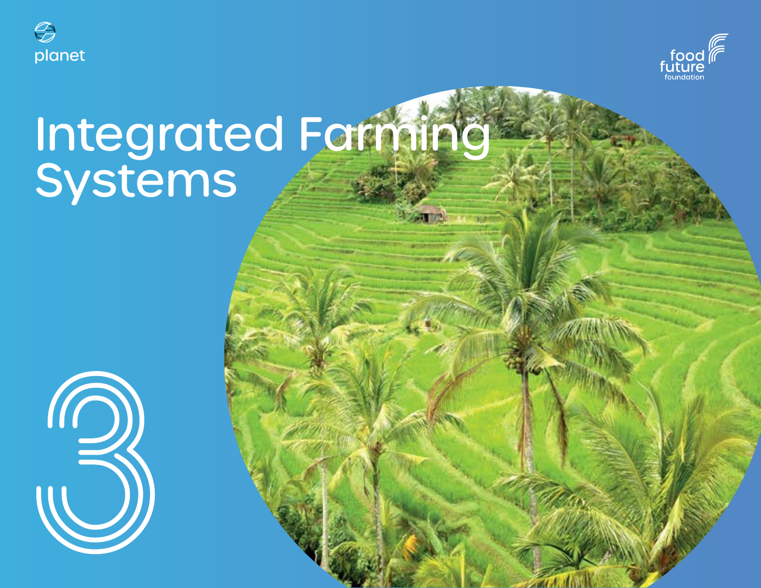planet

food future foundation

# Integrated Farming Systems

3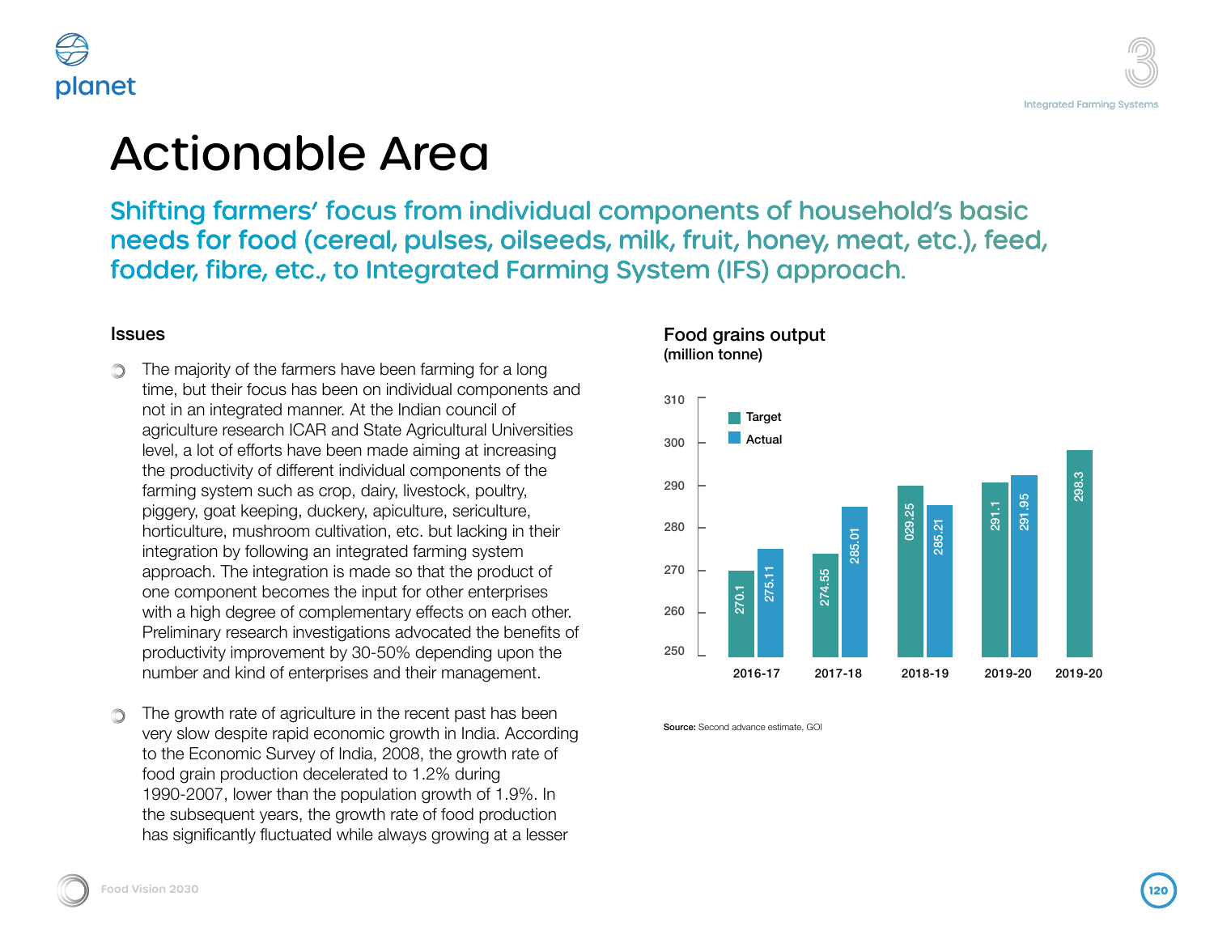# Actionable Area

## Shifting farmers' focus from individual components of household's basic needs for food (cereal, pulses, oilseeds, milk, fruit, honey, meat, etc.), feed, fodder, fibre, etc., to Integrated Farming System (IFS) approach.

### Issues

- The majority of the farmers have been farming for a long time, but their focus has been on individual components and not in an integrated manner. At the Indian council of agriculture research ICAR and State Agricultural Universities level, a lot of efforts have been made aiming at increasing the productivity of different individual components of the farming system such as crop, dairy, livestock, poultry, piggery, goat keeping, duckery, apiculture, sericulture, horticulture, mushroom cultivation, etc. but lacking in their integration by following an integrated farming system approach. The integration is made so that the product of one component becomes the input for other enterprises with a high degree of complementary effects on each other. Preliminary research investigations advocated the benefits of productivity improvement by 30-50% depending upon the number and kind of enterprises and their management.

- The growth rate of agriculture in the recent past has been very slow despite rapid economic growth in India. According to the Economic Survey of India, 2008, the growth rate of food grain production decelerated to 1.2% during 1990-2007, lower than the population growth of 1.9%. In the subsequent years, the growth rate of food production has significantly fluctuated while always growing at a lesser

**Food grains output**
(million tonne)

| Year | Target | Actual |
|---|---|---|
| 2016-17 | 270.1 | 275.11 |
| 2017-18 | 274.55 | 285.01 |
| 2018-19 | 029.25 | 285.21 |
| 2019-20 | 291.1 | 291.95 |
| 2019-20 | 298.3 | |

**Source:** Second advance estimate, GOI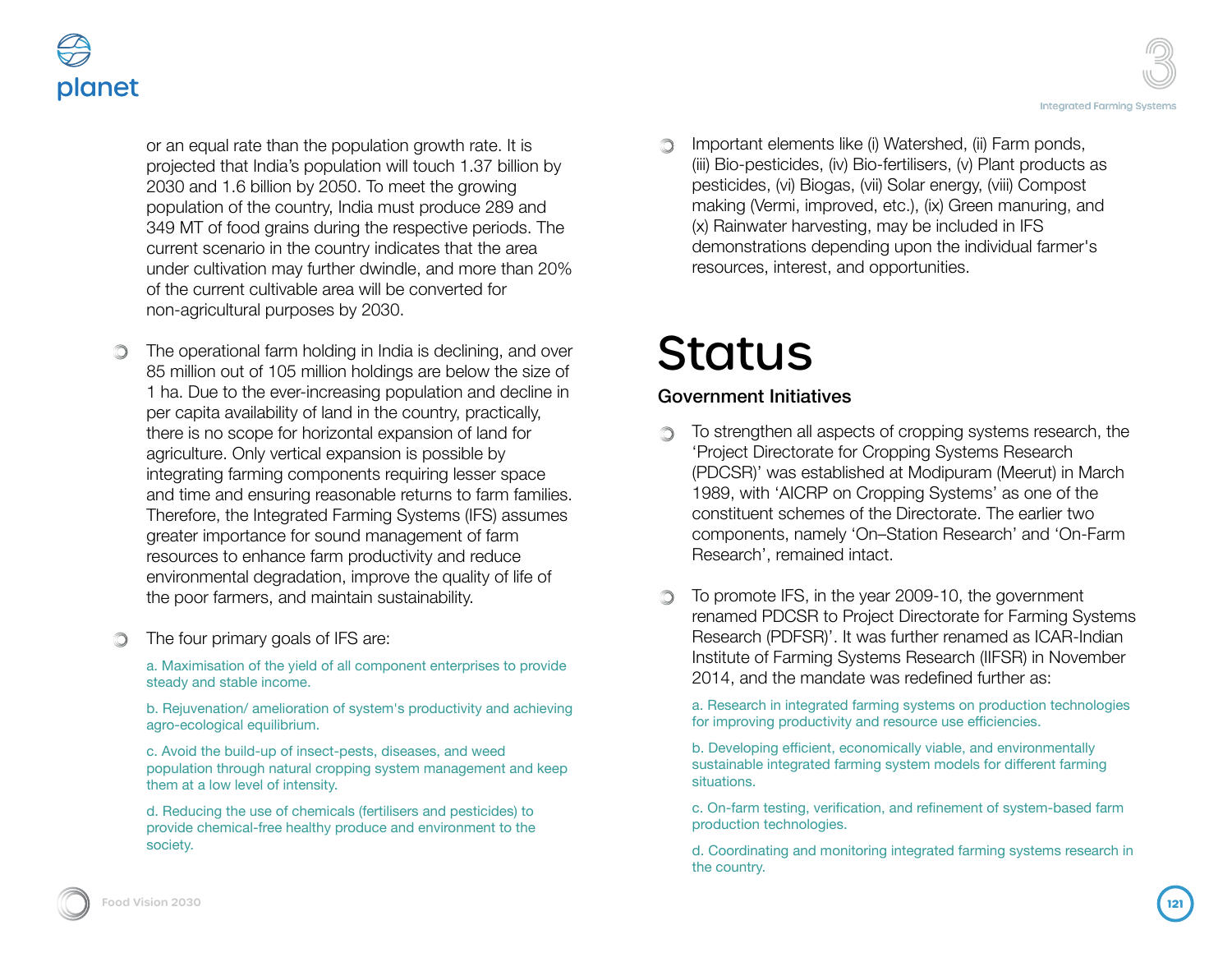or an equal rate than the population growth rate. It is projected that India's population will touch 1.37 billion by 2030 and 1.6 billion by 2050. To meet the growing population of the country, India must produce 289 and 349 MT of food grains during the respective periods. The current scenario in the country indicates that the area under cultivation may further dwindle, and more than 20% of the current cultivable area will be converted for non-agricultural purposes by 2030.

- The operational farm holding in India is declining, and over 85 million out of 105 million holdings are below the size of 1 ha. Due to the ever-increasing population and decline in per capita availability of land in the country, practically, there is no scope for horizontal expansion of land for agriculture. Only vertical expansion is possible by integrating farming components requiring lesser space and time and ensuring reasonable returns to farm families. Therefore, the Integrated Farming Systems (IFS) assumes greater importance for sound management of farm resources to enhance farm productivity and reduce environmental degradation, improve the quality of life of the poor farmers, and maintain sustainability.

- The four primary goals of IFS are:

  a. Maximisation of the yield of all component enterprises to provide steady and stable income.

  b. Rejuvenation/ amelioration of system's productivity and achieving agro-ecological equilibrium.

  c. Avoid the build-up of insect-pests, diseases, and weed population through natural cropping system management and keep them at a low level of intensity.

  d. Reducing the use of chemicals (fertilisers and pesticides) to provide chemical-free healthy produce and environment to the society.

- Important elements like (i) Watershed, (ii) Farm ponds, (iii) Bio-pesticides, (iv) Bio-fertilisers, (v) Plant products as pesticides, (vi) Biogas, (vii) Solar energy, (viii) Compost making (Vermi, improved, etc.), (ix) Green manuring, and (x) Rainwater harvesting, may be included in IFS demonstrations depending upon the individual farmer's resources, interest, and opportunities.

# Status

## Government Initiatives

- To strengthen all aspects of cropping systems research, the 'Project Directorate for Cropping Systems Research (PDCSR)' was established at Modipuram (Meerut) in March 1989, with 'AICRP on Cropping Systems' as one of the constituent schemes of the Directorate. The earlier two components, namely 'On–Station Research' and 'On-Farm Research', remained intact.

- To promote IFS, in the year 2009-10, the government renamed PDCSR to Project Directorate for Farming Systems Research (PDFSR)'. It was further renamed as ICAR-Indian Institute of Farming Systems Research (IIFSR) in November 2014, and the mandate was redefined further as:

  a. Research in integrated farming systems on production technologies for improving productivity and resource use efficiencies.

  b. Developing efficient, economically viable, and environmentally sustainable integrated farming system models for different farming situations.

  c. On-farm testing, verification, and refinement of system-based farm production technologies.

  d. Coordinating and monitoring integrated farming systems research in the country.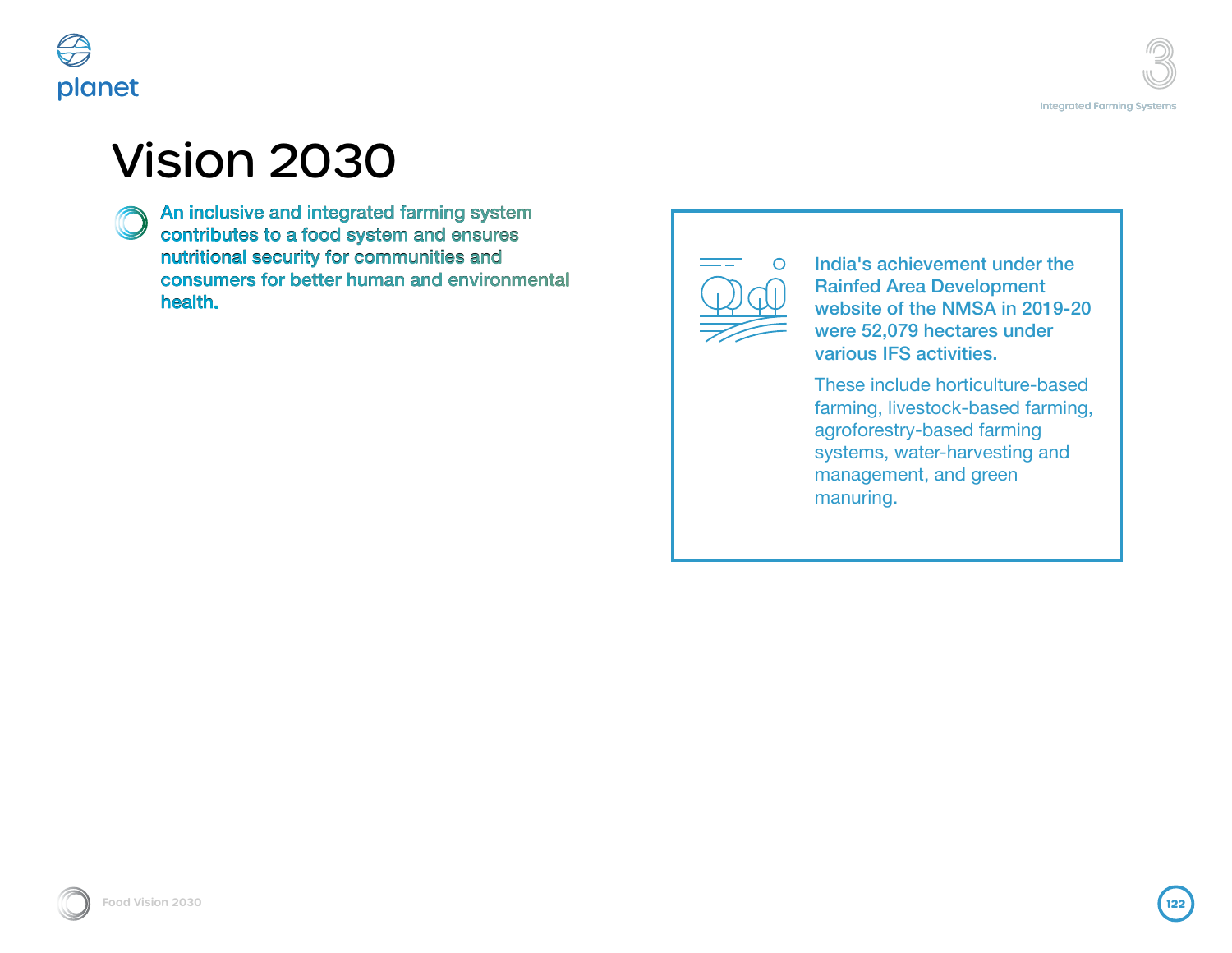# Vision 2030

**An inclusive and integrated farming system contributes to a food system and ensures nutritional security for communities and consumers for better human and environmental health.**

India's achievement under the Rainfed Area Development website of the NMSA in 2019-20 were 52,079 hectares under various IFS activities.

These include horticulture-based farming, livestock-based farming, agroforestry-based farming systems, water-harvesting and management, and green manuring.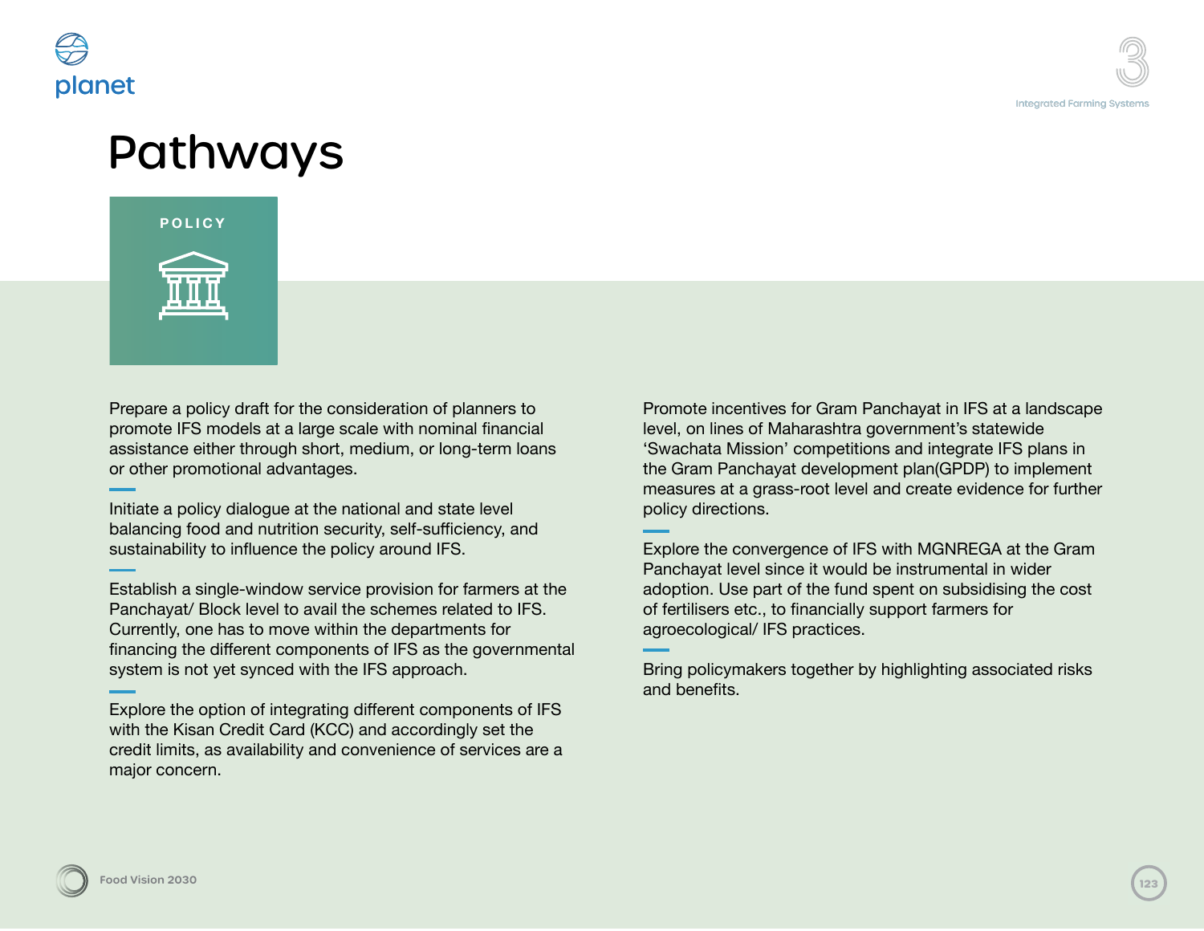# Pathways

## POLICY

Prepare a policy draft for the consideration of planners to promote IFS models at a large scale with nominal financial assistance either through short, medium, or long-term loans or other promotional advantages.

Initiate a policy dialogue at the national and state level balancing food and nutrition security, self-sufficiency, and sustainability to influence the policy around IFS.

Establish a single-window service provision for farmers at the Panchayat/ Block level to avail the schemes related to IFS. Currently, one has to move within the departments for financing the different components of IFS as the governmental system is not yet synced with the IFS approach.

Explore the option of integrating different components of IFS with the Kisan Credit Card (KCC) and accordingly set the credit limits, as availability and convenience of services are a major concern.

Promote incentives for Gram Panchayat in IFS at a landscape level, on lines of Maharashtra government's statewide 'Swachata Mission' competitions and integrate IFS plans in the Gram Panchayat development plan(GPDP) to implement measures at a grass-root level and create evidence for further policy directions.

Explore the convergence of IFS with MGNREGA at the Gram Panchayat level since it would be instrumental in wider adoption. Use part of the fund spent on subsidising the cost of fertilisers etc., to financially support farmers for agroecological/ IFS practices.

Bring policymakers together by highlighting associated risks and benefits.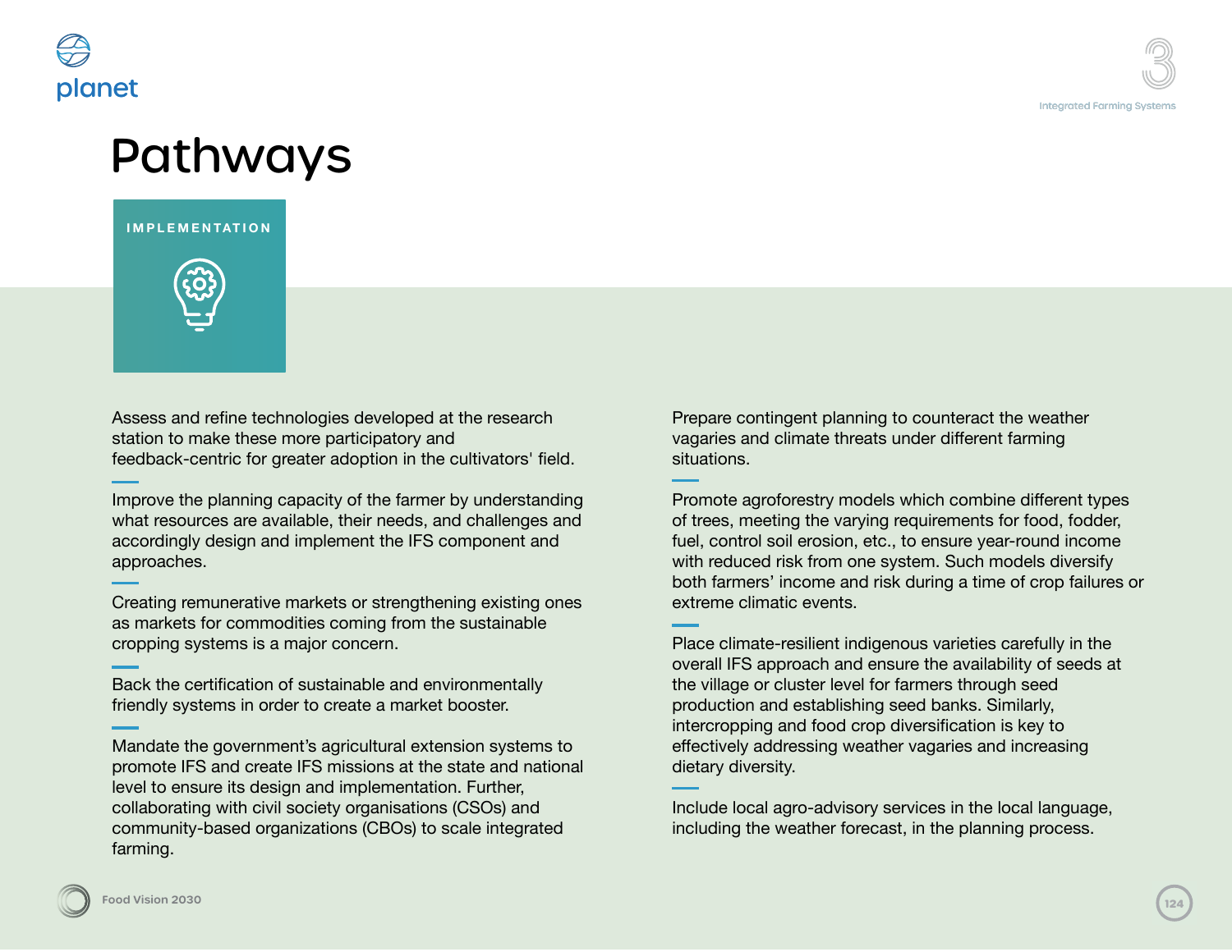# Pathways

**IMPLEMENTATION**

Assess and refine technologies developed at the research station to make these more participatory and feedback-centric for greater adoption in the cultivators' field.

Improve the planning capacity of the farmer by understanding what resources are available, their needs, and challenges and accordingly design and implement the IFS component and approaches.

Creating remunerative markets or strengthening existing ones as markets for commodities coming from the sustainable cropping systems is a major concern.

Back the certification of sustainable and environmentally friendly systems in order to create a market booster.

Mandate the government's agricultural extension systems to promote IFS and create IFS missions at the state and national level to ensure its design and implementation. Further, collaborating with civil society organisations (CSOs) and community-based organizations (CBOs) to scale integrated farming.

Prepare contingent planning to counteract the weather vagaries and climate threats under different farming situations.

Promote agroforestry models which combine different types of trees, meeting the varying requirements for food, fodder, fuel, control soil erosion, etc., to ensure year-round income with reduced risk from one system. Such models diversify both farmers' income and risk during a time of crop failures or extreme climatic events.

Place climate-resilient indigenous varieties carefully in the overall IFS approach and ensure the availability of seeds at the village or cluster level for farmers through seed production and establishing seed banks. Similarly, intercropping and food crop diversification is key to effectively addressing weather vagaries and increasing dietary diversity.

Include local agro-advisory services in the local language, including the weather forecast, in the planning process.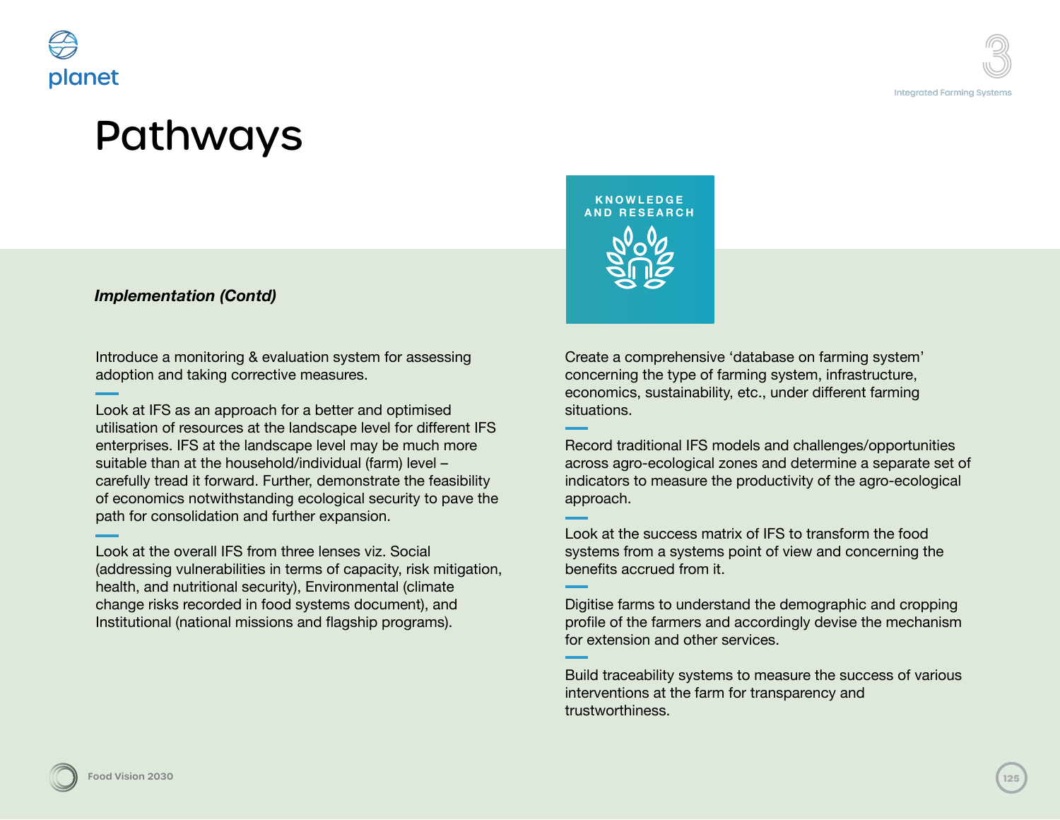# Pathways

***Implementation (Contd)***

Introduce a monitoring & evaluation system for assessing adoption and taking corrective measures.

Look at IFS as an approach for a better and optimised utilisation of resources at the landscape level for different IFS enterprises. IFS at the landscape level may be much more suitable than at the household/individual (farm) level – carefully tread it forward. Further, demonstrate the feasibility of economics notwithstanding ecological security to pave the path for consolidation and further expansion.

Look at the overall IFS from three lenses viz. Social (addressing vulnerabilities in terms of capacity, risk mitigation, health, and nutritional security), Environmental (climate change risks recorded in food systems document), and Institutional (national missions and flagship programs).

## KNOWLEDGE AND RESEARCH

Create a comprehensive 'database on farming system' concerning the type of farming system, infrastructure, economics, sustainability, etc., under different farming situations.

Record traditional IFS models and challenges/opportunities across agro-ecological zones and determine a separate set of indicators to measure the productivity of the agro-ecological approach.

Look at the success matrix of IFS to transform the food systems from a systems point of view and concerning the benefits accrued from it.

Digitise farms to understand the demographic and cropping profile of the farmers and accordingly devise the mechanism for extension and other services.

Build traceability systems to measure the success of various interventions at the farm for transparency and trustworthiness.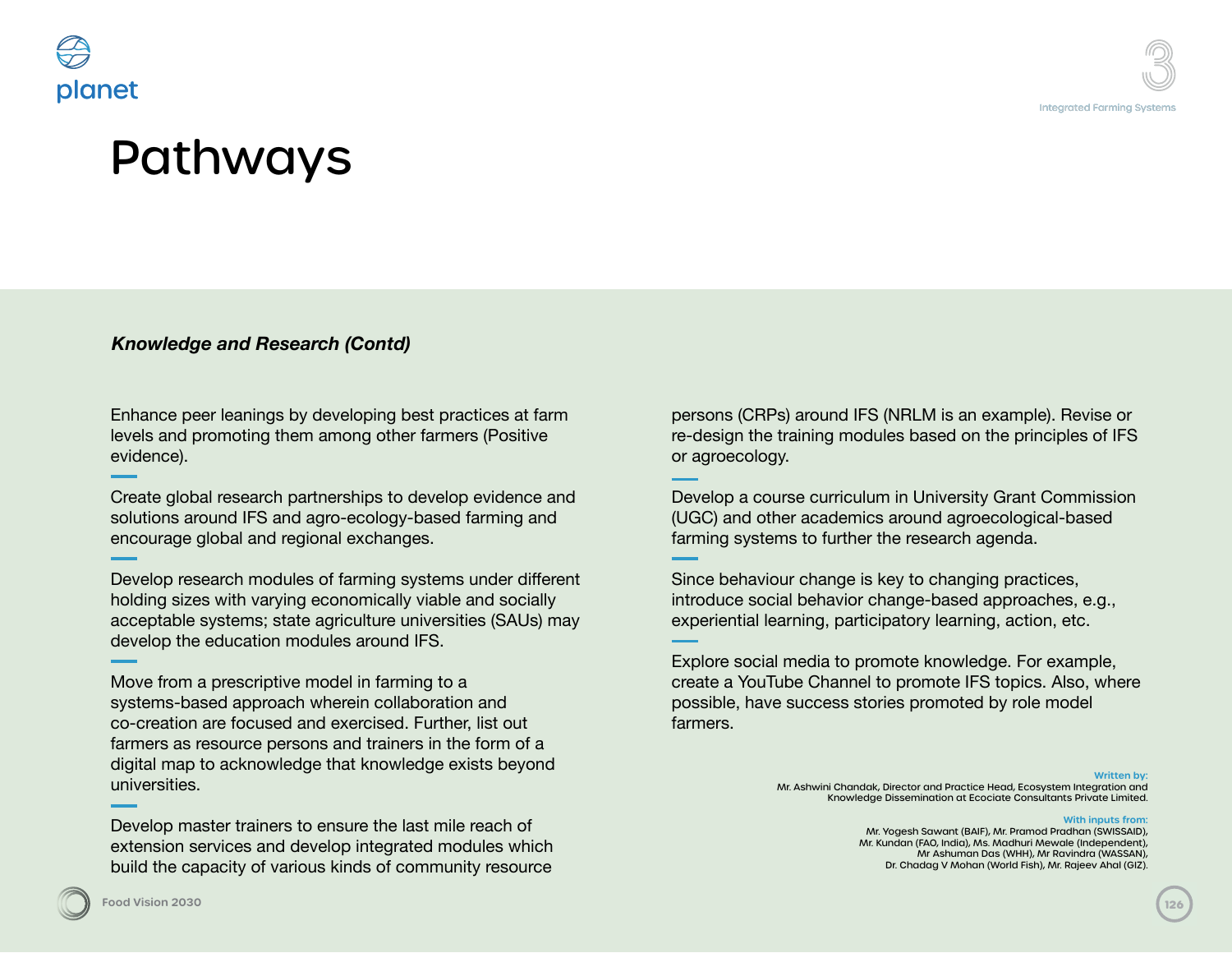# Pathways

***Knowledge and Research (Contd)***

Enhance peer leanings by developing best practices at farm levels and promoting them among other farmers (Positive evidence).

Create global research partnerships to develop evidence and solutions around IFS and agro-ecology-based farming and encourage global and regional exchanges.

Develop research modules of farming systems under different holding sizes with varying economically viable and socially acceptable systems; state agriculture universities (SAUs) may develop the education modules around IFS.

Move from a prescriptive model in farming to a systems-based approach wherein collaboration and co-creation are focused and exercised. Further, list out farmers as resource persons and trainers in the form of a digital map to acknowledge that knowledge exists beyond universities.

Develop master trainers to ensure the last mile reach of extension services and develop integrated modules which build the capacity of various kinds of community resource persons (CRPs) around IFS (NRLM is an example). Revise or re-design the training modules based on the principles of IFS or agroecology.

Develop a course curriculum in University Grant Commission (UGC) and other academics around agroecological-based farming systems to further the research agenda.

Since behaviour change is key to changing practices, introduce social behavior change-based approaches, e.g., experiential learning, participatory learning, action, etc.

Explore social media to promote knowledge. For example, create a YouTube Channel to promote IFS topics. Also, where possible, have success stories promoted by role model farmers.

**Written by:**
Mr. Ashwini Chandak, Director and Practice Head, Ecosystem Integration and Knowledge Dissemination at Ecociate Consultants Private Limited.

**With inputs from:**
Mr. Yogesh Sawant (BAIF), Mr. Pramod Pradhan (SWISSAID), Mr. Kundan (FAO, India), Ms. Madhuri Mewale (Independent), Mr Ashuman Das (WHH), Mr Ravindra (WASSAN), Dr. Chadag V Mohan (World Fish), Mr. Rajeev Ahal (GIZ).